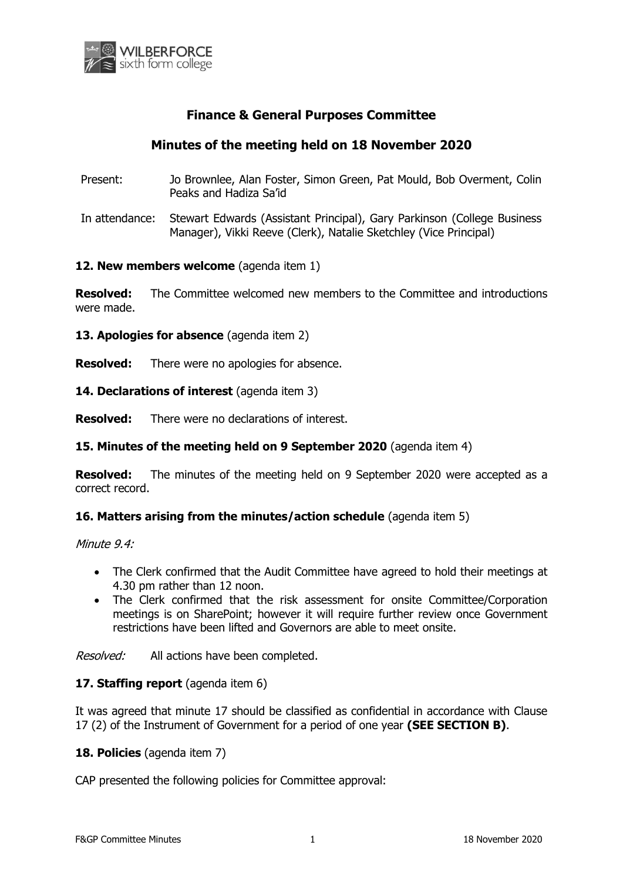# Finance & General Purposes Committee

## Minutes of the meeting held on 18 November 2020

Present: Jo Brownlee, Alan Foster, Simon Green, Pat Mould, Bob Overment, Colin Peaks and Hadiza Sa'id

In attendance: Stewart Edwards (Assistant Principal), Gary Parkinson (College Business Manager), Vikki Reeve (Clerk), Natalie Sketchley (Vice Principal)

**12. New members welcome** (agenda item 1)

**Resolved:** The Committee welcomed new members to the Committee and introductions were made.

**13. Apologies for absence** (agenda item 2)

**Resolved:** There were no apologies for absence.

**14. Declarations of interest** (agenda item 3)

**Resolved:** There were no declarations of interest.

**15. Minutes of the meeting held on 9 September 2020** (agenda item 4)

**Resolved:** The minutes of the meeting held on 9 September 2020 were accepted as a correct record.

**16. Matters arising from the minutes/action schedule** (agenda item 5)

*Minute 9.4:*

- The Clerk confirmed that the Audit Committee have agreed to hold their meetings at 4.30 pm rather than 12 noon.
- The Clerk confirmed that the risk assessment for onsite Committee/Corporation meetings is on SharePoint; however it will require further review once Government restrictions have been lifted and Governors are able to meet onsite.

*Resolved:* All actions have been completed.

**17. Staffing report** (agenda item 6)

It was agreed that minute 17 should be classified as confidential in accordance with Clause 17 (2) of the Instrument of Government for a period of one year **(SEE SECTION B)**.

**18. Policies** (agenda item 7)

CAP presented the following policies for Committee approval: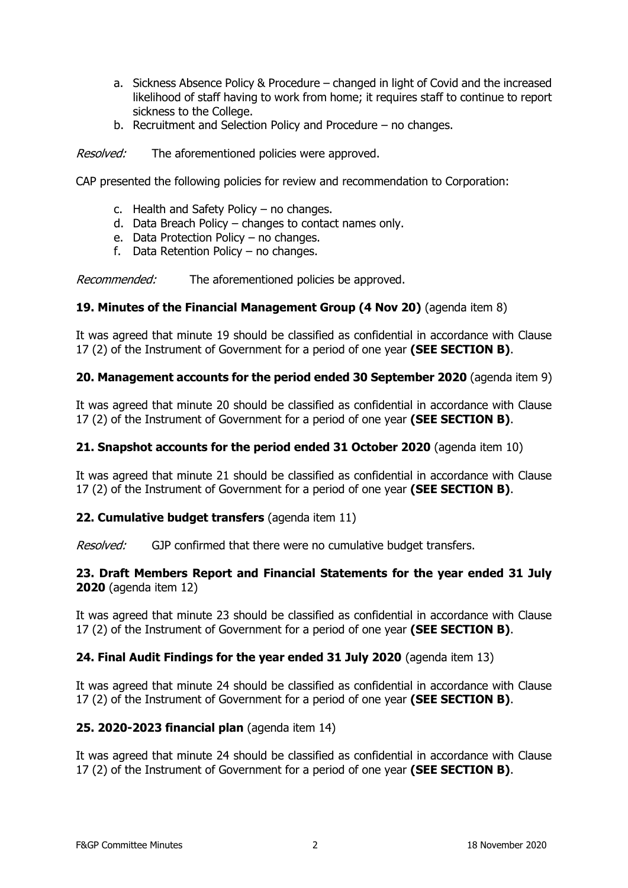a. Sickness Absence Policy & Procedure – changed in light of Covid and the increased likelihood of staff having to work from home; it requires staff to continue to report sickness to the College.
b. Recruitment and Selection Policy and Procedure – no changes.

*Resolved:* The aforementioned policies were approved.

CAP presented the following policies for review and recommendation to Corporation:

c. Health and Safety Policy – no changes.
d. Data Breach Policy – changes to contact names only.
e. Data Protection Policy – no changes.
f. Data Retention Policy – no changes.

*Recommended:* The aforementioned policies be approved.

**19. Minutes of the Financial Management Group (4 Nov 20)** (agenda item 8)

It was agreed that minute 19 should be classified as confidential in accordance with Clause 17 (2) of the Instrument of Government for a period of one year **(SEE SECTION B)**.

**20. Management accounts for the period ended 30 September 2020** (agenda item 9)

It was agreed that minute 20 should be classified as confidential in accordance with Clause 17 (2) of the Instrument of Government for a period of one year **(SEE SECTION B)**.

**21. Snapshot accounts for the period ended 31 October 2020** (agenda item 10)

It was agreed that minute 21 should be classified as confidential in accordance with Clause 17 (2) of the Instrument of Government for a period of one year **(SEE SECTION B)**.

**22. Cumulative budget transfers** (agenda item 11)

*Resolved:* GJP confirmed that there were no cumulative budget transfers.

**23. Draft Members Report and Financial Statements for the year ended 31 July 2020** (agenda item 12)

It was agreed that minute 23 should be classified as confidential in accordance with Clause 17 (2) of the Instrument of Government for a period of one year **(SEE SECTION B)**.

**24. Final Audit Findings for the year ended 31 July 2020** (agenda item 13)

It was agreed that minute 24 should be classified as confidential in accordance with Clause 17 (2) of the Instrument of Government for a period of one year **(SEE SECTION B)**.

**25. 2020-2023 financial plan** (agenda item 14)

It was agreed that minute 24 should be classified as confidential in accordance with Clause 17 (2) of the Instrument of Government for a period of one year **(SEE SECTION B)**.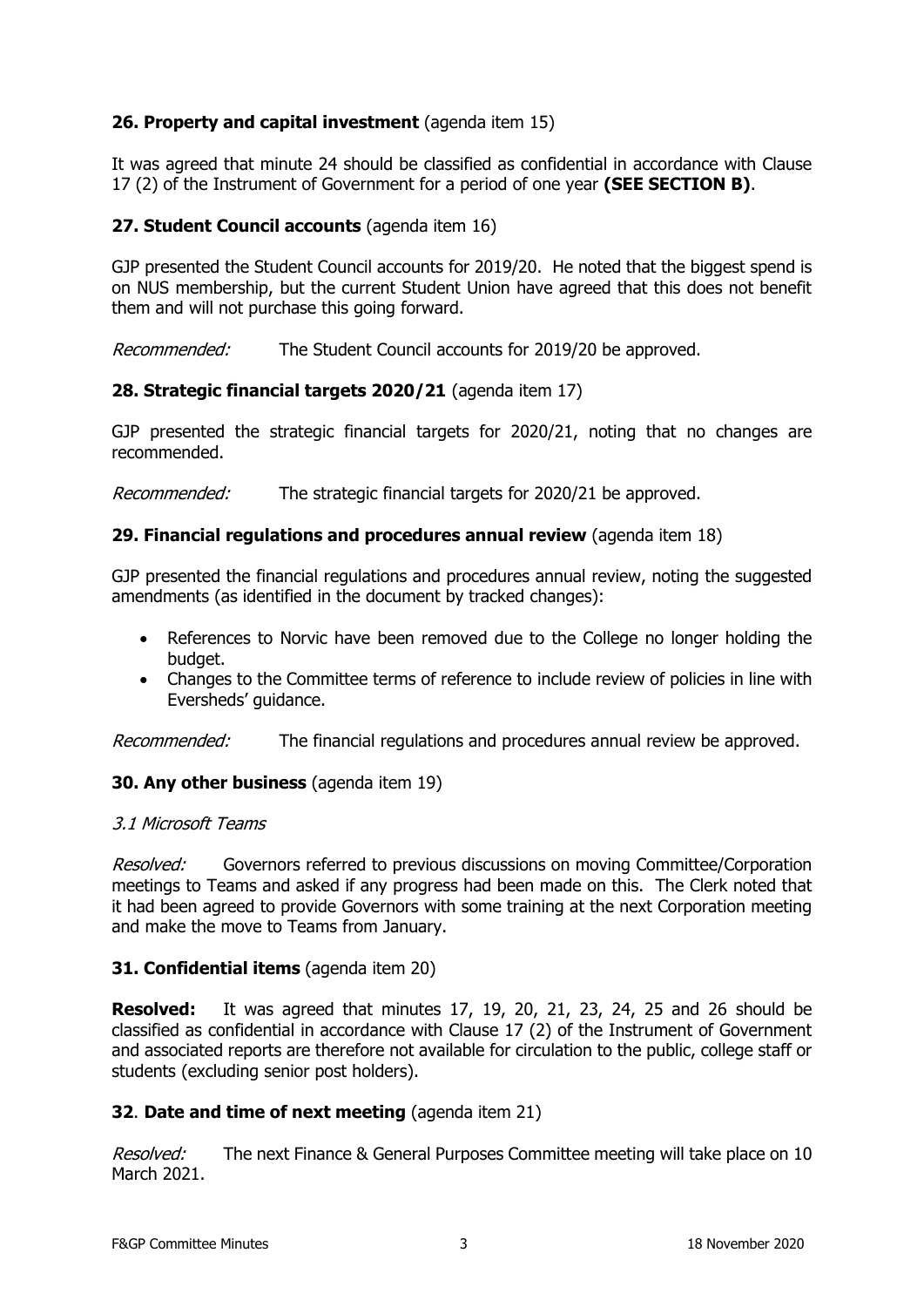## 26. Property and capital investment (agenda item 15)

It was agreed that minute 24 should be classified as confidential in accordance with Clause 17 (2) of the Instrument of Government for a period of one year **(SEE SECTION B)**.

## 27. Student Council accounts (agenda item 16)

GJP presented the Student Council accounts for 2019/20. He noted that the biggest spend is on NUS membership, but the current Student Union have agreed that this does not benefit them and will not purchase this going forward.

*Recommended:* The Student Council accounts for 2019/20 be approved.

## 28. Strategic financial targets 2020/21 (agenda item 17)

GJP presented the strategic financial targets for 2020/21, noting that no changes are recommended.

*Recommended:* The strategic financial targets for 2020/21 be approved.

## 29. Financial regulations and procedures annual review (agenda item 18)

GJP presented the financial regulations and procedures annual review, noting the suggested amendments (as identified in the document by tracked changes):

- References to Norvic have been removed due to the College no longer holding the budget.
- Changes to the Committee terms of reference to include review of policies in line with Eversheds' guidance.

*Recommended:* The financial regulations and procedures annual review be approved.

## 30. Any other business (agenda item 19)

*3.1 Microsoft Teams*

*Resolved:* Governors referred to previous discussions on moving Committee/Corporation meetings to Teams and asked if any progress had been made on this. The Clerk noted that it had been agreed to provide Governors with some training at the next Corporation meeting and make the move to Teams from January.

## 31. Confidential items (agenda item 20)

**Resolved:** It was agreed that minutes 17, 19, 20, 21, 23, 24, 25 and 26 should be classified as confidential in accordance with Clause 17 (2) of the Instrument of Government and associated reports are therefore not available for circulation to the public, college staff or students (excluding senior post holders).

## 32. Date and time of next meeting (agenda item 21)

*Resolved:* The next Finance & General Purposes Committee meeting will take place on 10 March 2021.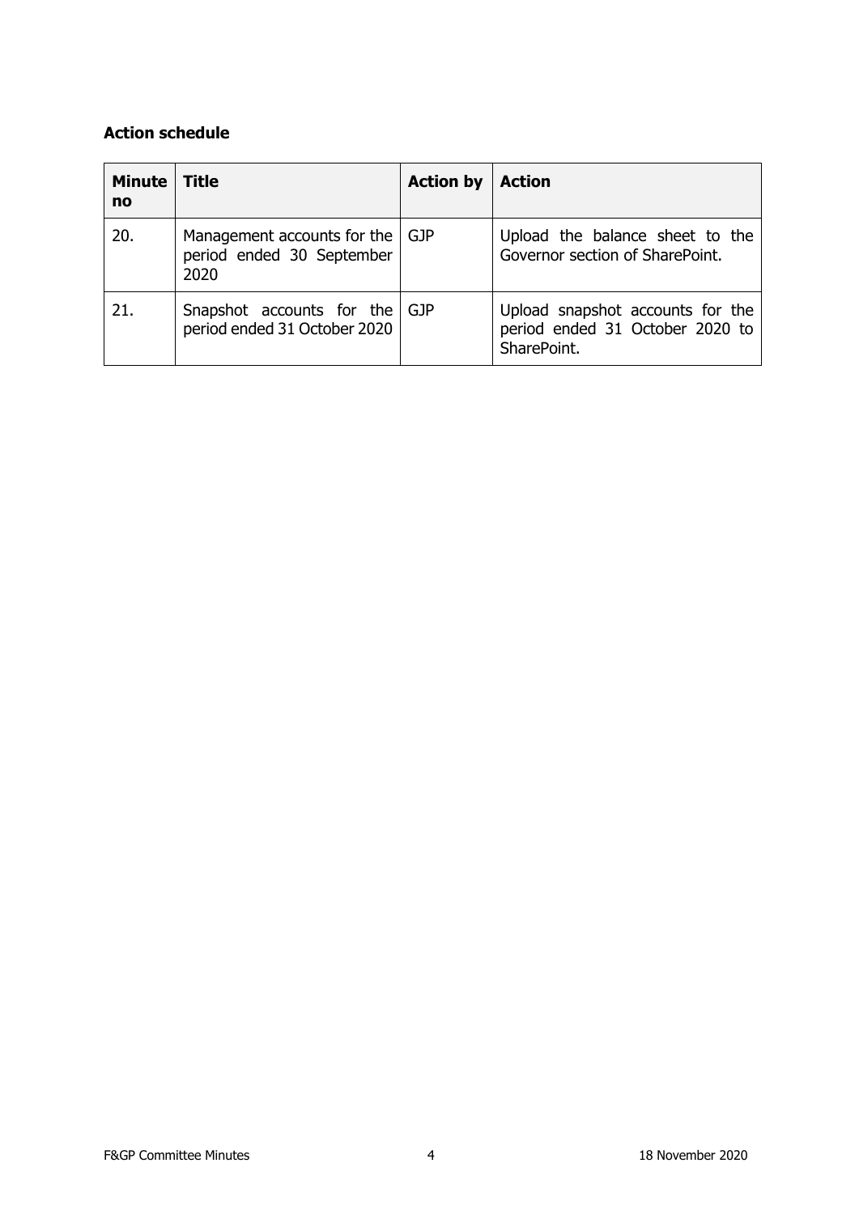**Action schedule**

| Minute no | Title | Action by | Action |
|---|---|---|---|
| 20. | Management accounts for the period ended 30 September 2020 | GJP | Upload the balance sheet to the Governor section of SharePoint. |
| 21. | Snapshot accounts for the period ended 31 October 2020 | GJP | Upload snapshot accounts for the period ended 31 October 2020 to SharePoint. |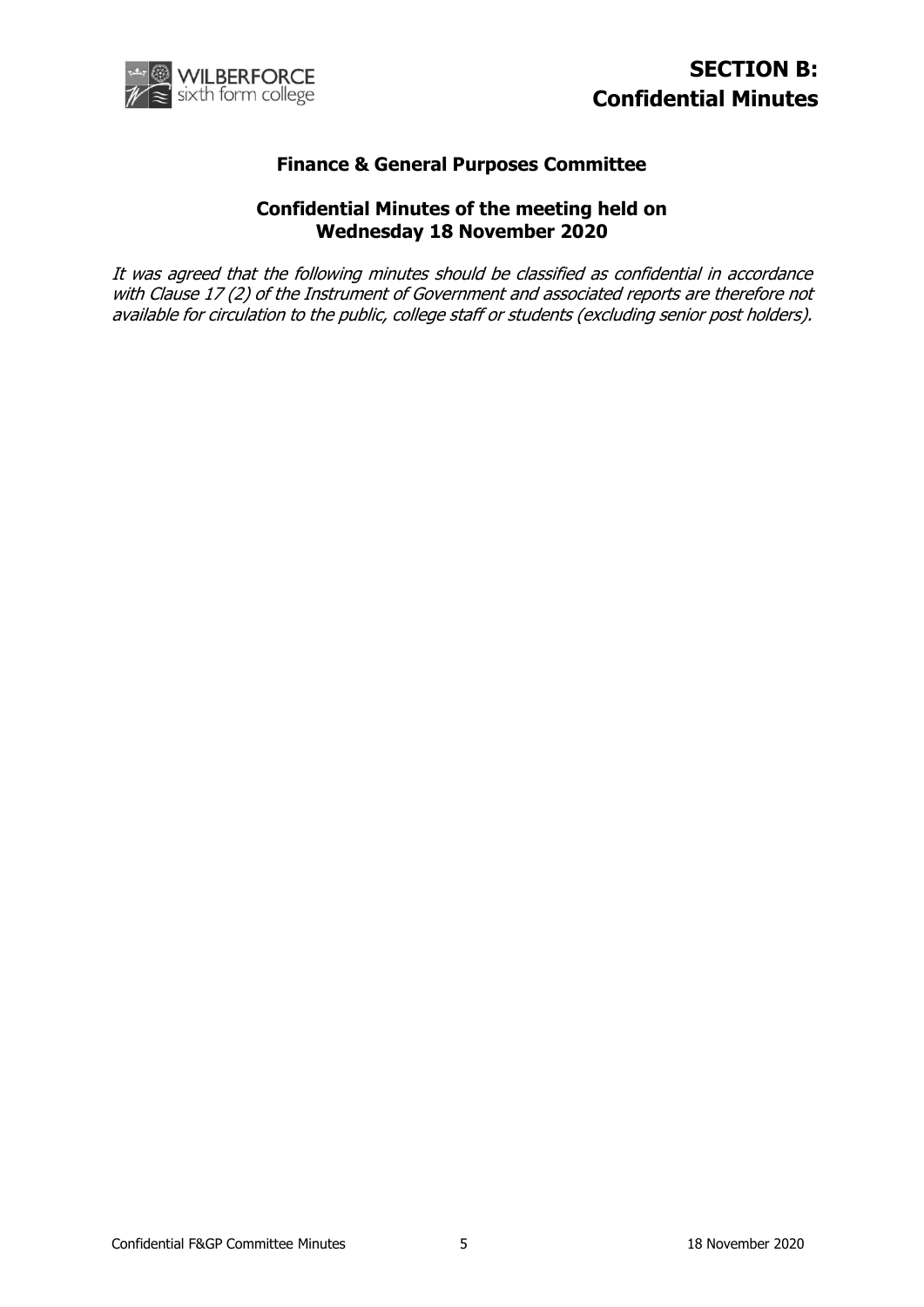# SECTION B: Confidential Minutes

## Finance & General Purposes Committee

## Confidential Minutes of the meeting held on Wednesday 18 November 2020

*It was agreed that the following minutes should be classified as confidential in accordance with Clause 17 (2) of the Instrument of Government and associated reports are therefore not available for circulation to the public, college staff or students (excluding senior post holders).*